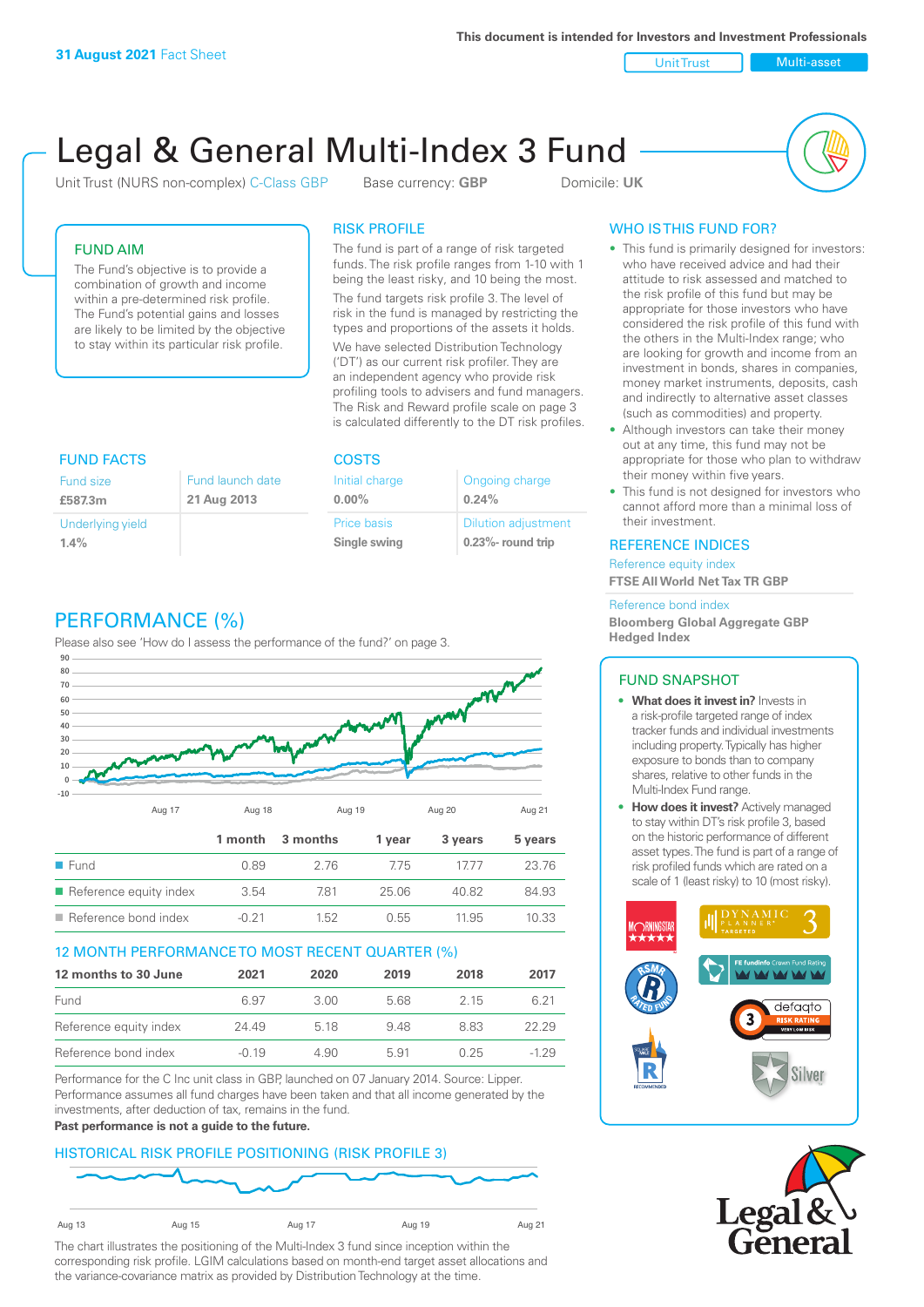31 August 2021 Fact Sheet

This document is intended for Investors and Investment Professionals

Unit Trust | Multi-asset

# Legal & General Multi-Index 3 Fund

Unit Trust (NURS non-complex) C-Class GBP    Base currency: **GBP**    Domicile: **UK**

## FUND AIM

The Fund's objective is to provide a combination of growth and income within a pre-determined risk profile. The Fund's potential gains and losses are likely to be limited by the objective to stay within its particular risk profile.

## RISK PROFILE

The fund is part of a range of risk targeted funds. The risk profile ranges from 1-10 with 1 being the least risky, and 10 being the most.

The fund targets risk profile 3. The level of risk in the fund is managed by restricting the types and proportions of the assets it holds.

We have selected Distribution Technology ('DT') as our current risk profiler. They are an independent agency who provide risk profiling tools to advisers and fund managers. The Risk and Reward profile scale on page 3 is calculated differently to the DT risk profiles.

## FUND FACTS

| Fund size | Fund launch date |
|---|---|
| **£587.3m** | **21 Aug 2013** |
| Underlying yield | |
| **1.4%** | |

## COSTS

| Initial charge | Ongoing charge |
|---|---|
| **0.00%** | **0.24%** |
| Price basis | Dilution adjustment |
| **Single swing** | **0.23%- round trip** |

## PERFORMANCE (%)

Please also see 'How do I assess the performance of the fund?' on page 3.

| | 1 month | 3 months | 1 year | 3 years | 5 years |
|---|---|---|---|---|---|
| Fund | 0.89 | 2.76 | 7.75 | 17.77 | 23.76 |
| Reference equity index | 3.54 | 7.81 | 25.06 | 40.82 | 84.93 |
| Reference bond index | -0.21 | 1.52 | 0.55 | 11.95 | 10.33 |

## 12 MONTH PERFORMANCE TO MOST RECENT QUARTER (%)

| 12 months to 30 June | 2021 | 2020 | 2019 | 2018 | 2017 |
|---|---|---|---|---|---|
| Fund | 6.97 | 3.00 | 5.68 | 2.15 | 6.21 |
| Reference equity index | 24.49 | 5.18 | 9.48 | 8.83 | 22.29 |
| Reference bond index | -0.19 | 4.90 | 5.91 | 0.25 | -1.29 |

Performance for the C Inc unit class in GBP, launched on 07 January 2014. Source: Lipper. Performance assumes all fund charges have been taken and that all income generated by the investments, after deduction of tax, remains in the fund.

**Past performance is not a guide to the future.**

## HISTORICAL RISK PROFILE POSITIONING (RISK PROFILE 3)

The chart illustrates the positioning of the Multi-Index 3 fund since inception within the corresponding risk profile. LGIM calculations based on month-end target asset allocations and the variance-covariance matrix as provided by Distribution Technology at the time.

## WHO IS THIS FUND FOR?

- This fund is primarily designed for investors: who have received advice and had their attitude to risk assessed and matched to the risk profile of this fund but may be appropriate for those investors who have considered the risk profile of this fund with the others in the Multi-Index range; who are looking for growth and income from an investment in bonds, shares in companies, money market instruments, deposits, cash and indirectly to alternative asset classes (such as commodities) and property.
- Although investors can take their money out at any time, this fund may not be appropriate for those who plan to withdraw their money within five years.
- This fund is not designed for investors who cannot afford more than a minimal loss of their investment.

## REFERENCE INDICES

Reference equity index
**FTSE All World Net Tax TR GBP**

Reference bond index
**Bloomberg Global Aggregate GBP Hedged Index**

## FUND SNAPSHOT

- **What does it invest in?** Invests in a risk-profile targeted range of index tracker funds and individual investments including property. Typically has higher exposure to bonds than to company shares, relative to other funds in the Multi-Index Fund range.
- **How does it invest?** Actively managed to stay within DT's risk profile 3, based on the historic performance of different asset types. The fund is part of a range of risk profiled funds which are rated on a scale of 1 (least risky) to 10 (most risky).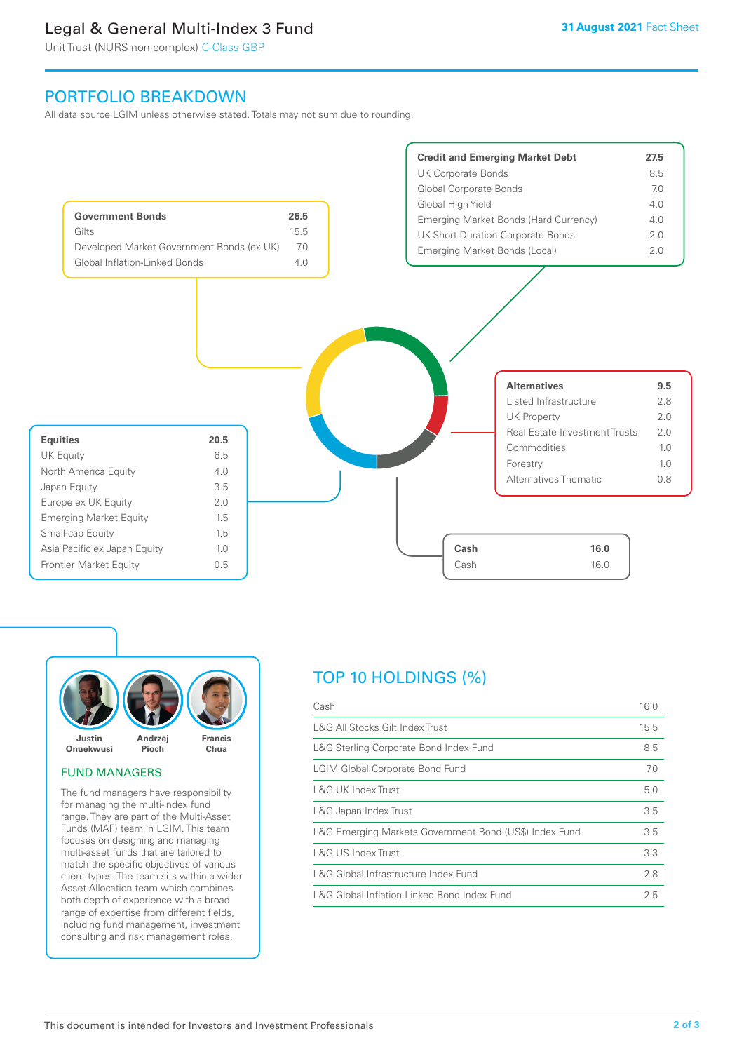# Legal & General Multi-Index 3 Fund

Unit Trust (NURS non-complex) C-Class GBP

**31 August 2021** Fact Sheet

## PORTFOLIO BREAKDOWN

All data source LGIM unless otherwise stated. Totals may not sum due to rounding.

| **Government Bonds** | **26.5** |
|---|---|
| Gilts | 15.5 |
| Developed Market Government Bonds (ex UK) | 7.0 |
| Global Inflation-Linked Bonds | 4.0 |

| **Credit and Emerging Market Debt** | **27.5** |
|---|---|
| UK Corporate Bonds | 8.5 |
| Global Corporate Bonds | 7.0 |
| Global High Yield | 4.0 |
| Emerging Market Bonds (Hard Currency) | 4.0 |
| UK Short Duration Corporate Bonds | 2.0 |
| Emerging Market Bonds (Local) | 2.0 |

| **Alternatives** | **9.5** |
|---|---|
| Listed Infrastructure | 2.8 |
| UK Property | 2.0 |
| Real Estate Investment Trusts | 2.0 |
| Commodities | 1.0 |
| Forestry | 1.0 |
| Alternatives Thematic | 0.8 |

| **Equities** | **20.5** |
|---|---|
| UK Equity | 6.5 |
| North America Equity | 4.0 |
| Japan Equity | 3.5 |
| Europe ex UK Equity | 2.0 |
| Emerging Market Equity | 1.5 |
| Small-cap Equity | 1.5 |
| Asia Pacific ex Japan Equity | 1.0 |
| Frontier Market Equity | 0.5 |

| **Cash** | **16.0** |
|---|---|
| Cash | 16.0 |

Justin Onuekwusi | Andrzej Pioch | Francis Chua

### FUND MANAGERS

The fund managers have responsibility for managing the multi-index fund range. They are part of the Multi-Asset Funds (MAF) team in LGIM. This team focuses on designing and managing multi-asset funds that are tailored to match the specific objectives of various client types. The team sits within a wider Asset Allocation team which combines both depth of experience with a broad range of expertise from different fields, including fund management, investment consulting and risk management roles.

## TOP 10 HOLDINGS (%)

| Holding | % |
|---|---|
| Cash | 16.0 |
| L&G All Stocks Gilt Index Trust | 15.5 |
| L&G Sterling Corporate Bond Index Fund | 8.5 |
| LGIM Global Corporate Bond Fund | 7.0 |
| L&G UK Index Trust | 5.0 |
| L&G Japan Index Trust | 3.5 |
| L&G Emerging Markets Government Bond (US$) Index Fund | 3.5 |
| L&G US Index Trust | 3.3 |
| L&G Global Infrastructure Index Fund | 2.8 |
| L&G Global Inflation Linked Bond Index Fund | 2.5 |

This document is intended for Investors and Investment Professionals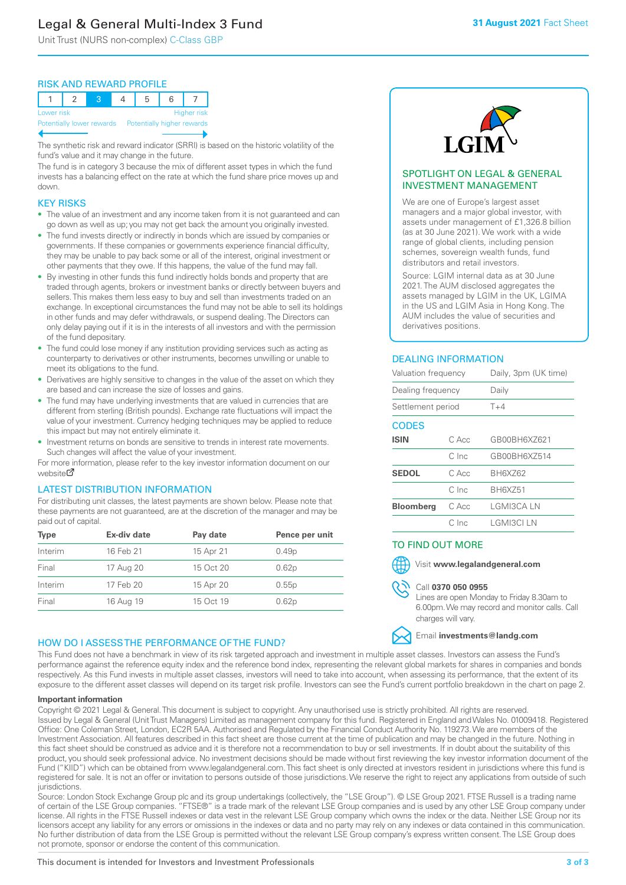# Legal & General Multi-Index 3 Fund

Unit Trust (NURS non-complex) C-Class GBP

**31 August 2021** Fact Sheet

## RISK AND REWARD PROFILE

| 1 | 2 | 3 | 4 | 5 | 6 | 7 |
|---|---|---|---|---|---|---|

Lower risk — Higher risk

Potentially lower rewards — Potentially higher rewards

The synthetic risk and reward indicator (SRRI) is based on the historic volatility of the fund's value and it may change in the future.

The fund is in category 3 because the mix of different asset types in which the fund invests has a balancing effect on the rate at which the fund share price moves up and down.

## KEY RISKS

- The value of an investment and any income taken from it is not guaranteed and can go down as well as up; you may not get back the amount you originally invested.
- The fund invests directly or indirectly in bonds which are issued by companies or governments. If these companies or governments experience financial difficulty, they may be unable to pay back some or all of the interest, original investment or other payments that they owe. If this happens, the value of the fund may fall.
- By investing in other funds this fund indirectly holds bonds and property that are traded through agents, brokers or investment banks or directly between buyers and sellers. This makes them less easy to buy and sell than investments traded on an exchange. In exceptional circumstances the fund may not be able to sell its holdings in other funds and may defer withdrawals, or suspend dealing. The Directors can only delay paying out if it is in the interests of all investors and with the permission of the fund depositary.
- The fund could lose money if any institution providing services such as acting as counterparty to derivatives or other instruments, becomes unwilling or unable to meet its obligations to the fund.
- Derivatives are highly sensitive to changes in the value of the asset on which they are based and can increase the size of losses and gains.
- The fund may have underlying investments that are valued in currencies that are different from sterling (British pounds). Exchange rate fluctuations will impact the value of your investment. Currency hedging techniques may be applied to reduce this impact but may not entirely eliminate it.
- Investment returns on bonds are sensitive to trends in interest rate movements. Such changes will affect the value of your investment.

For more information, please refer to the key investor information document on our website

## LATEST DISTRIBUTION INFORMATION

For distributing unit classes, the latest payments are shown below. Please note that these payments are not guaranteed, are at the discretion of the manager and may be paid out of capital.

| Type | Ex-div date | Pay date | Pence per unit |
|---|---|---|---|
| Interim | 16 Feb 21 | 15 Apr 21 | 0.49p |
| Final | 17 Aug 20 | 15 Oct 20 | 0.62p |
| Interim | 17 Feb 20 | 15 Apr 20 | 0.55p |
| Final | 16 Aug 19 | 15 Oct 19 | 0.62p |

## SPOTLIGHT ON LEGAL & GENERAL INVESTMENT MANAGEMENT

We are one of Europe's largest asset managers and a major global investor, with assets under management of £1,326.8 billion (as at 30 June 2021). We work with a wide range of global clients, including pension schemes, sovereign wealth funds, fund distributors and retail investors.

Source: LGIM internal data as at 30 June 2021. The AUM disclosed aggregates the assets managed by LGIM in the UK, LGIMA in the US and LGIM Asia in Hong Kong. The AUM includes the value of securities and derivatives positions.

## DEALING INFORMATION

| | |
|---|---|
| Valuation frequency | Daily, 3pm (UK time) |
| Dealing frequency | Daily |
| Settlement period | T+4 |

## CODES

| | | |
|---|---|---|
| **ISIN** | C Acc | GB00BH6XZ621 |
| | C Inc | GB00BH6XZ514 |
| **SEDOL** | C Acc | BH6XZ62 |
| | C Inc | BH6XZ51 |
| **Bloomberg** | C Acc | LGMI3CA LN |
| | C Inc | LGMI3CI LN |

## TO FIND OUT MORE

Visit **www.legalandgeneral.com**

Call **0370 050 0955**
Lines are open Monday to Friday 8.30am to 6.00pm. We may record and monitor calls. Call charges will vary.

Email **investments@landg.com**

## HOW DO I ASSESS THE PERFORMANCE OF THE FUND?

This Fund does not have a benchmark in view of its risk targeted approach and investment in multiple asset classes. Investors can assess the Fund's performance against the reference equity index and the reference bond index, representing the relevant global markets for shares in companies and bonds respectively. As this Fund invests in multiple asset classes, investors will need to take into account, when assessing its performance, that the extent of its exposure to the different asset classes will depend on its target risk profile. Investors can see the Fund's current portfolio breakdown in the chart on page 2.

**Important information**

Copyright © 2021 Legal & General. This document is subject to copyright. Any unauthorised use is strictly prohibited. All rights are reserved.

Issued by Legal & General (Unit Trust Managers) Limited as management company for this fund. Registered in England and Wales No. 01009418. Registered Office: One Coleman Street, London, EC2R 5AA. Authorised and Regulated by the Financial Conduct Authority No. 119273. We are members of the Investment Association. All features described in this fact sheet are those current at the time of publication and may be changed in the future. Nothing in this fact sheet should be construed as advice and it is therefore not a recommendation to buy or sell investments. If in doubt about the suitability of this product, you should seek professional advice. No investment decisions should be made without first reviewing the key investor information document of the Fund ("KIID") which can be obtained from www.legalandgeneral.com. This fact sheet is only directed at investors resident in jurisdictions where this fund is registered for sale. It is not an offer or invitation to persons outside of those jurisdictions. We reserve the right to reject any applications from outside of such jurisdictions.

Source: London Stock Exchange Group plc and its group undertakings (collectively, the "LSE Group"). © LSE Group 2021. FTSE Russell is a trading name of certain of the LSE Group companies. "FTSE®" is a trade mark of the relevant LSE Group companies and is used by any other LSE Group company under license. All rights in the FTSE Russell indexes or data vest in the relevant LSE Group company which owns the index or the data. Neither LSE Group nor its licensors accept any liability for any errors or omissions in the indexes or data and no party may rely on any indexes or data contained in this communication. No further distribution of data from the LSE Group is permitted without the relevant LSE Group company's express written consent. The LSE Group does not promote, sponsor or endorse the content of this communication.

This document is intended for Investors and Investment Professionals